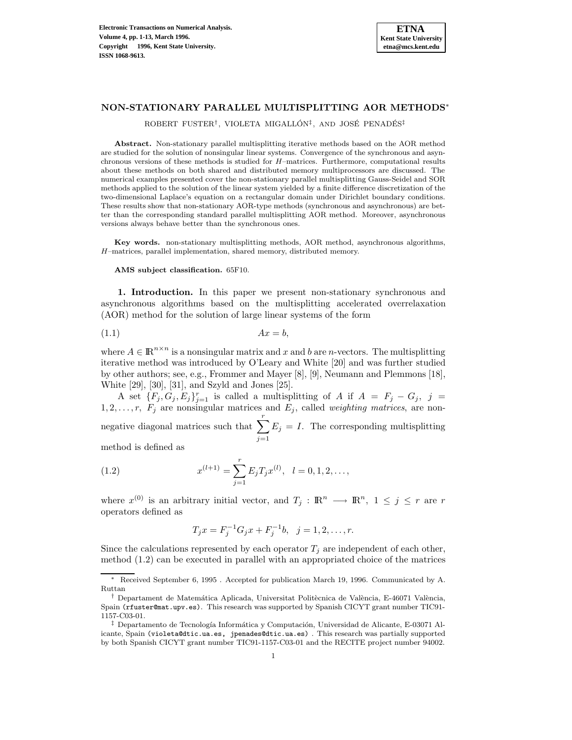# NON-STATIONARY PARALLEL MULTISPLITTING AOR METHODS*

ROBERT FUSTER†, VIOLETA MIGALLÓN‡, AND JOSÉ PENADÉS‡

**Abstract.** Non-stationary parallel multisplitting iterative methods based on the AOR method are studied for the solution of nonsingular linear systems. Convergence of the synchronous and asynchronous versions of these methods is studied for $H$–matrices. Furthermore, computational results about these methods on both shared and distributed memory multiprocessors are discussed. The numerical examples presented cover the non-stationary parallel multisplitting Gauss-Seidel and SOR methods applied to the solution of the linear system yielded by a finite difference discretization of the two-dimensional Laplace's equation on a rectangular domain under Dirichlet boundary conditions. These results show that non-stationary AOR-type methods (synchronous and asynchronous) are better than the corresponding standard parallel multisplitting AOR method. Moreover, asynchronous versions always behave better than the synchronous ones.

**Key words.** non-stationary multisplitting methods, AOR method, asynchronous algorithms, $H$–matrices, parallel implementation, shared memory, distributed memory.

**AMS subject classification.** 65F10.

**1. Introduction.** In this paper we present non-stationary synchronous and asynchronous algorithms based on the multisplitting accelerated overrelaxation (AOR) method for the solution of large linear systems of the form

$$Ax = b, \tag{1.1}$$

where $A \in \mathbb{R}^{n\times n}$ is a nonsingular matrix and $x$ and $b$ are $n$-vectors. The multisplitting iterative method was introduced by O'Leary and White [20] and was further studied by other authors; see, e.g., Frommer and Mayer [8], [9], Neumann and Plemmons [18], White [29], [30], [31], and Szyld and Jones [25].

A set $\{F_j, G_j, E_j\}_{j=1}^{r}$ is called a multisplitting of $A$ if $A = F_j - G_j,\ j = 1, 2, \ldots, r,$ $F_j$ are nonsingular matrices and $E_j$, called *weighting matrices*, are nonnegative diagonal matrices such that $\sum_{j=1}^{r} E_j = I$. The corresponding multisplitting method is defined as

$$x^{(l+1)} = \sum_{j=1}^{r} E_j T_j x^{(l)}, \quad l = 0, 1, 2, \ldots, \tag{1.2}$$

where $x^{(0)}$ is an arbitrary initial vector, and $T_j : \mathbb{R}^n \longrightarrow \mathbb{R}^n,\ 1 \le j \le r$ are $r$ operators defined as

$$T_j x = F_j^{-1} G_j x + F_j^{-1} b, \quad j = 1, 2, \ldots, r.$$

Since the calculations represented by each operator $T_j$ are independent of each other, method (1.2) can be executed in parallel with an appropriated choice of the matrices

---

\* Received September 6, 1995 . Accepted for publication March 19, 1996. Communicated by A. Ruttan

† Departament de Matemática Aplicada, Universitat Politècnica de València, E-46071 València, Spain (rfuster@mat.upv.es). This research was supported by Spanish CICYT grant number TIC91-1157-C03-01.

‡ Departamento de Tecnología Informática y Computación, Universidad de Alicante, E-03071 Alicante, Spain (violeta@dtic.ua.es, jpenades@dtic.ua.es) . This research was partially supported by both Spanish CICYT grant number TIC91-1157-C03-01 and the RECITE project number 94002.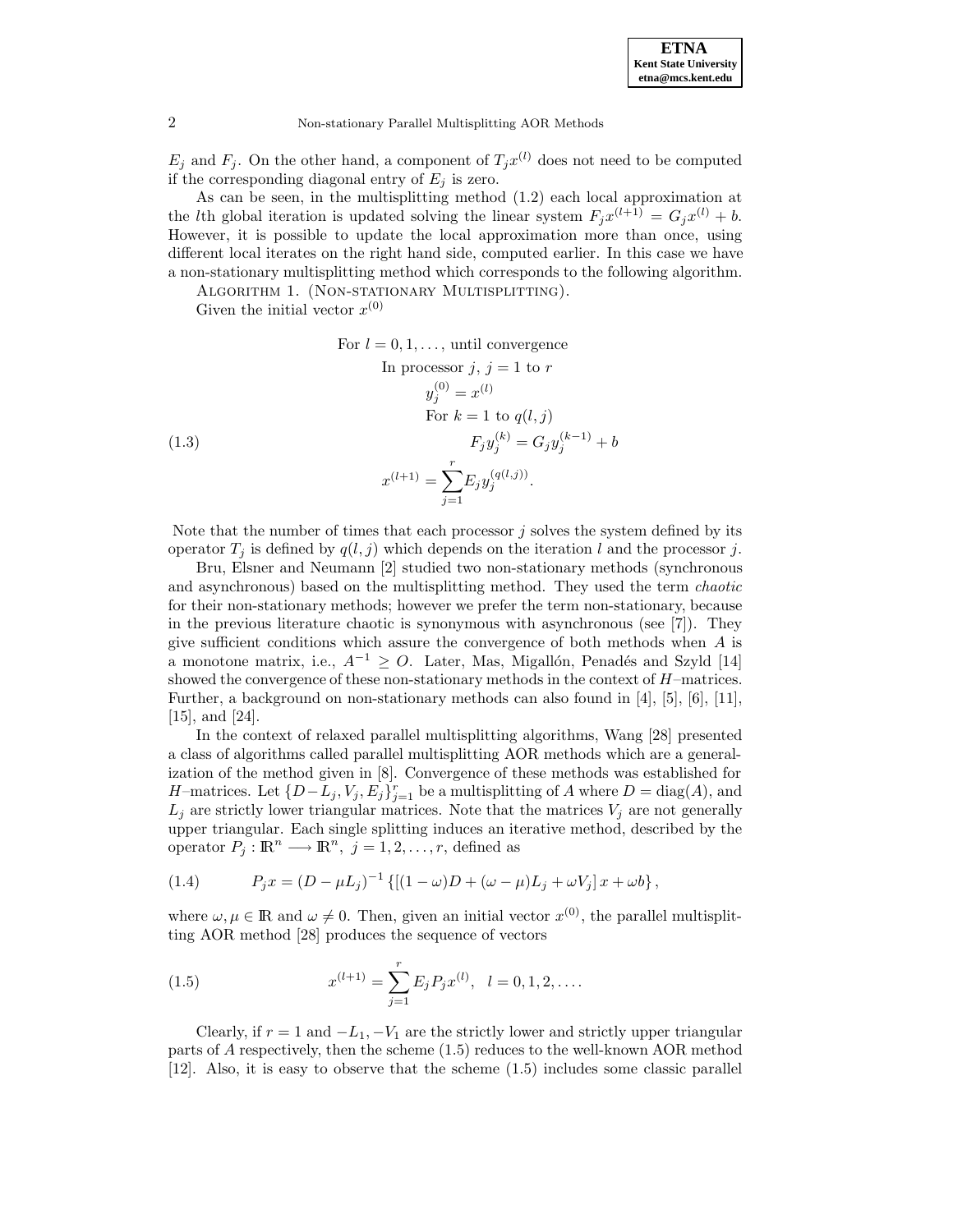$E_j$ and $F_j$. On the other hand, a component of $T_j x^{(l)}$ does not need to be computed if the corresponding diagonal entry of $E_j$ is zero.

As can be seen, in the multisplitting method (1.2) each local approximation at the $l$th global iteration is updated solving the linear system $F_j x^{(l+1)} = G_j x^{(l)} + b$. However, it is possible to update the local approximation more than once, using different local iterates on the right hand side, computed earlier. In this case we have a non-stationary multisplitting method which corresponds to the following algorithm.

ALGORITHM 1. (NON-STATIONARY MULTISPLITTING).

Given the initial vector $x^{(0)}$

$$
\begin{aligned}
&\text{For } l = 0, 1, \ldots, \text{ until convergence} \\
&\quad \text{In processor } j,\ j = 1 \text{ to } r \\
&\quad\quad y_j^{(0)} = x^{(l)} \\
&\quad\quad \text{For } k = 1 \text{ to } q(l,j) \\
&\quad\quad\quad F_j y_j^{(k)} = G_j y_j^{(k-1)} + b \\
&\quad x^{(l+1)} = \sum_{j=1}^{r} E_j y_j^{(q(l,j))}.
\end{aligned}
\tag{1.3}
$$

Note that the number of times that each processor $j$ solves the system defined by its operator $T_j$ is defined by $q(l,j)$ which depends on the iteration $l$ and the processor $j$.

Bru, Elsner and Neumann [2] studied two non-stationary methods (synchronous and asynchronous) based on the multisplitting method. They used the term *chaotic* for their non-stationary methods; however we prefer the term non-stationary, because in the previous literature chaotic is synonymous with asynchronous (see [7]). They give sufficient conditions which assure the convergence of both methods when $A$ is a monotone matrix, i.e., $A^{-1} \geq O$. Later, Mas, Migallón, Penadés and Szyld [14] showed the convergence of these non-stationary methods in the context of $H$–matrices. Further, a background on non-stationary methods can also found in [4], [5], [6], [11], [15], and [24].

In the context of relaxed parallel multisplitting algorithms, Wang [28] presented a class of algorithms called parallel multisplitting AOR methods which are a generalization of the method given in [8]. Convergence of these methods was established for $H$–matrices. Let $\{D - L_j, V_j, E_j\}_{j=1}^{r}$ be a multisplitting of $A$ where $D = \operatorname{diag}(A)$, and $L_j$ are strictly lower triangular matrices. Note that the matrices $V_j$ are not generally upper triangular. Each single splitting induces an iterative method, described by the operator $P_j : \mathbb{R}^n \longrightarrow \mathbb{R}^n,\ j = 1, 2, \ldots, r$, defined as

$$
P_j x = (D - \mu L_j)^{-1} \left\{ \left[ (1-\omega)D + (\omega - \mu)L_j + \omega V_j \right] x + \omega b \right\},
\tag{1.4}
$$

where $\omega, \mu \in \mathbb{R}$ and $\omega \neq 0$. Then, given an initial vector $x^{(0)}$, the parallel multisplitting AOR method [28] produces the sequence of vectors

$$
x^{(l+1)} = \sum_{j=1}^{r} E_j P_j x^{(l)}, \quad l = 0, 1, 2, \ldots.
\tag{1.5}
$$

Clearly, if $r = 1$ and $-L_1, -V_1$ are the strictly lower and strictly upper triangular parts of $A$ respectively, then the scheme (1.5) reduces to the well-known AOR method [12]. Also, it is easy to observe that the scheme (1.5) includes some classic parallel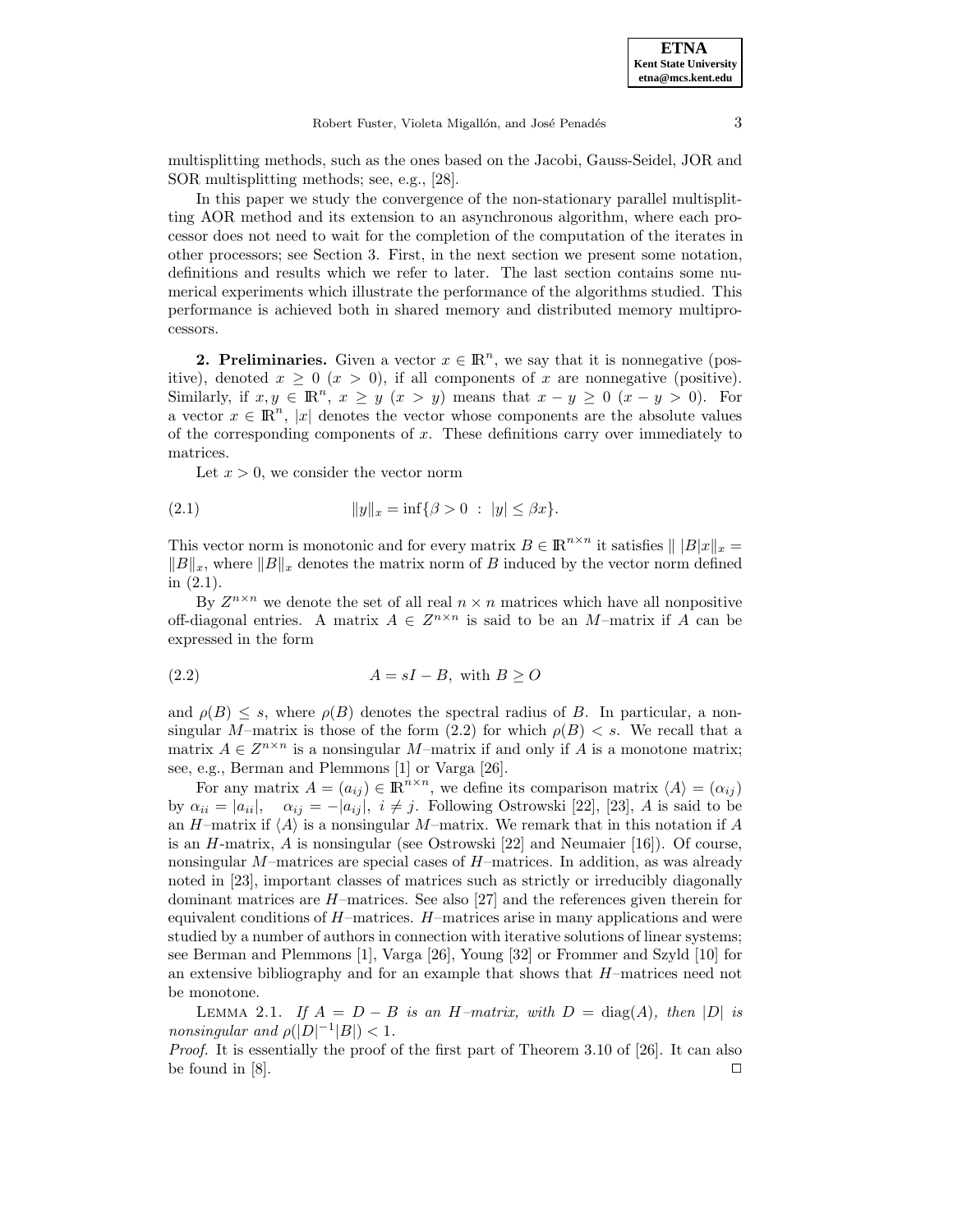multisplitting methods, such as the ones based on the Jacobi, Gauss-Seidel, JOR and SOR multisplitting methods; see, e.g., [28].

In this paper we study the convergence of the non-stationary parallel multisplitting AOR method and its extension to an asynchronous algorithm, where each processor does not need to wait for the completion of the computation of the iterates in other processors; see Section 3. First, in the next section we present some notation, definitions and results which we refer to later. The last section contains some numerical experiments which illustrate the performance of the algorithms studied. This performance is achieved both in shared memory and distributed memory multiprocessors.

## 2. Preliminaries.

Given a vector $x \in \mathbb{R}^n$, we say that it is nonnegative (positive), denoted $x \geq 0$ ($x > 0$), if all components of $x$ are nonnegative (positive). Similarly, if $x, y \in \mathbb{R}^n$, $x \geq y$ ($x > y$) means that $x - y \geq 0$ ($x - y > 0$). For a vector $x \in \mathbb{R}^n$, $|x|$ denotes the vector whose components are the absolute values of the corresponding components of $x$. These definitions carry over immediately to matrices.

Let $x > 0$, we consider the vector norm

$$\|y\|_x = \inf\{\beta > 0 \ : \ |y| \leq \beta x\}. \tag{2.1}$$

This vector norm is monotonic and for every matrix $B \in \mathbb{R}^{n \times n}$ it satisfies $\| \, |B|x\|_x = \|B\|_x$, where $\|B\|_x$ denotes the matrix norm of $B$ induced by the vector norm defined in (2.1).

By $Z^{n\times n}$ we denote the set of all real $n \times n$ matrices which have all nonpositive off-diagonal entries. A matrix $A \in Z^{n\times n}$ is said to be an $M$–matrix if $A$ can be expressed in the form

$$A = sI - B, \text{ with } B \geq O \tag{2.2}$$

and $\rho(B) \leq s$, where $\rho(B)$ denotes the spectral radius of $B$. In particular, a nonsingular $M$–matrix is those of the form (2.2) for which $\rho(B) < s$. We recall that a matrix $A \in Z^{n\times n}$ is a nonsingular $M$–matrix if and only if $A$ is a monotone matrix; see, e.g., Berman and Plemmons [1] or Varga [26].

For any matrix $A = (a_{ij}) \in \mathbb{R}^{n\times n}$, we define its comparison matrix $\langle A\rangle = (\alpha_{ij})$ by $\alpha_{ii} = |a_{ii}|$, $\quad \alpha_{ij} = -|a_{ij}|, \ i \neq j$. Following Ostrowski [22], [23], $A$ is said to be an $H$–matrix if $\langle A\rangle$ is a nonsingular $M$–matrix. We remark that in this notation if $A$ is an $H$-matrix, $A$ is nonsingular (see Ostrowski [22] and Neumaier [16]). Of course, nonsingular $M$–matrices are special cases of $H$–matrices. In addition, as was already noted in [23], important classes of matrices such as strictly or irreducibly diagonally dominant matrices are $H$–matrices. See also [27] and the references given therein for equivalent conditions of $H$–matrices. $H$–matrices arise in many applications and were studied by a number of authors in connection with iterative solutions of linear systems; see Berman and Plemmons [1], Varga [26], Young [32] or Frommer and Szyld [10] for an extensive bibliography and for an example that shows that $H$–matrices need not be monotone.

LEMMA 2.1. *If $A = D - B$ is an $H$–matrix, with $D = \text{diag}(A)$, then $|D|$ is nonsingular and $\rho(|D|^{-1}|B|) < 1$.*

*Proof.* It is essentially the proof of the first part of Theorem 3.10 of [26]. It can also be found in [8]. □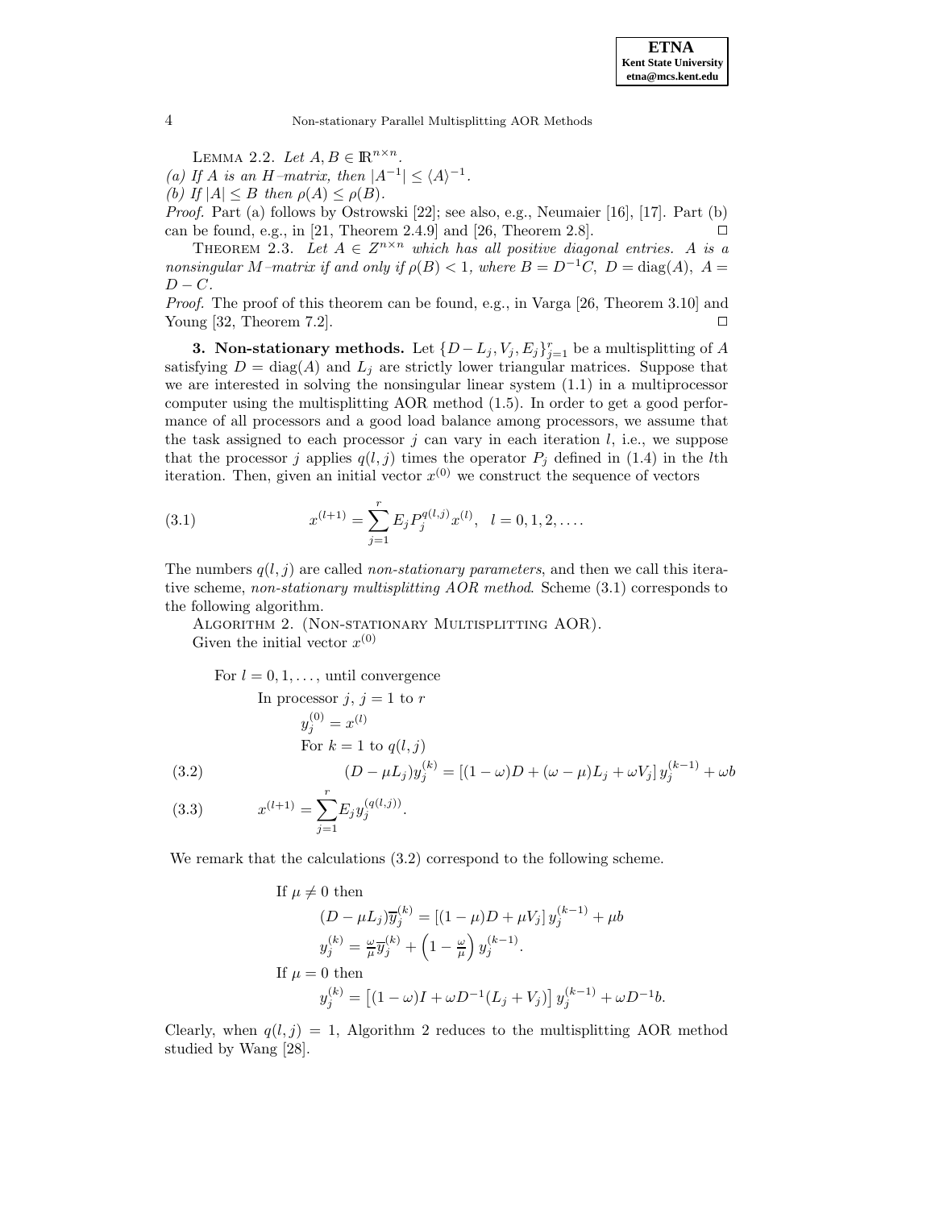LEMMA 2.2. *Let $A, B \in \mathbb{R}^{n\times n}$.*

*(a) If $A$ is an $H$–matrix, then $|A^{-1}| \le \langle A\rangle^{-1}$.*

*(b) If $|A| \le B$ then $\rho(A) \le \rho(B)$.*

*Proof.* Part (a) follows by Ostrowski [22]; see also, e.g., Neumaier [16], [17]. Part (b) can be found, e.g., in [21, Theorem 2.4.9] and [26, Theorem 2.8]. □

THEOREM 2.3. *Let $A \in Z^{n\times n}$ which has all positive diagonal entries. $A$ is a nonsingular $M$–matrix if and only if $\rho(B) < 1$, where $B = D^{-1}C$, $D = \mathrm{diag}(A)$, $A = D - C$.*

*Proof.* The proof of this theorem can be found, e.g., in Varga [26, Theorem 3.10] and Young [32, Theorem 7.2]. □

## 3. Non-stationary methods.

Let $\{D - L_j, V_j, E_j\}_{j=1}^r$ be a multisplitting of $A$ satisfying $D = \mathrm{diag}(A)$ and $L_j$ are strictly lower triangular matrices. Suppose that we are interested in solving the nonsingular linear system (1.1) in a multiprocessor computer using the multisplitting AOR method (1.5). In order to get a good performance of all processors and a good load balance among processors, we assume that the task assigned to each processor $j$ can vary in each iteration $l$, i.e., we suppose that the processor $j$ applies $q(l, j)$ times the operator $P_j$ defined in (1.4) in the $l$th iteration. Then, given an initial vector $x^{(0)}$ we construct the sequence of vectors

$$x^{(l+1)} = \sum_{j=1}^{r} E_j P_j^{q(l,j)} x^{(l)}, \quad l = 0, 1, 2, \ldots. \tag{3.1}$$

The numbers $q(l, j)$ are called *non-stationary parameters*, and then we call this iterative scheme, *non-stationary multisplitting AOR method*. Scheme (3.1) corresponds to the following algorithm.

ALGORITHM 2. (NON-STATIONARY MULTISPLITTING AOR).
Given the initial vector $x^{(0)}$

For $l = 0, 1, \ldots,$ until convergence
  In processor $j$, $j = 1$ to $r$
    $y_j^{(0)} = x^{(l)}$
    For $k = 1$ to $q(l, j)$

$$(D - \mu L_j) y_j^{(k)} = \left[(1-\omega)D + (\omega - \mu)L_j + \omega V_j\right] y_j^{(k-1)} + \omega b \tag{3.2}$$

$$x^{(l+1)} = \sum_{j=1}^{r} E_j y_j^{(q(l,j))}. \tag{3.3}$$

We remark that the calculations (3.2) correspond to the following scheme.

If $\mu \ne 0$ then

$$(D - \mu L_j)\overline{y}_j^{(k)} = \left[(1-\mu)D + \mu V_j\right] y_j^{(k-1)} + \mu b$$

$$y_j^{(k)} = \tfrac{\omega}{\mu}\overline{y}_j^{(k)} + \left(1 - \tfrac{\omega}{\mu}\right) y_j^{(k-1)}.$$

If $\mu = 0$ then

$$y_j^{(k)} = \left[(1-\omega)I + \omega D^{-1}(L_j + V_j)\right] y_j^{(k-1)} + \omega D^{-1} b.$$

Clearly, when $q(l, j) = 1$, Algorithm 2 reduces to the multisplitting AOR method studied by Wang [28].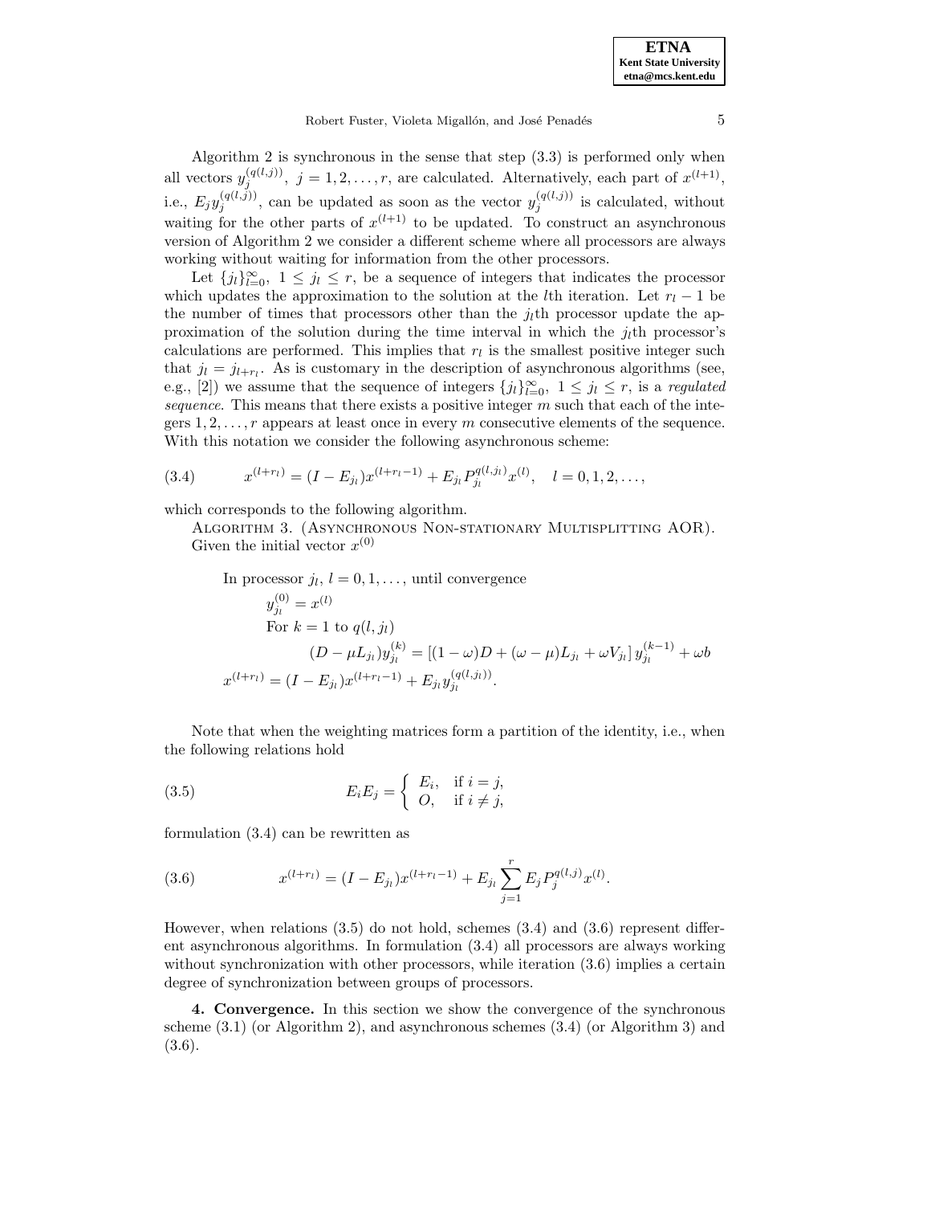Algorithm 2 is synchronous in the sense that step (3.3) is performed only when all vectors $y_j^{(q(l,j))}$, $j = 1, 2, \ldots, r$, are calculated. Alternatively, each part of $x^{(l+1)}$, i.e., $E_j y_j^{(q(l,j))}$, can be updated as soon as the vector $y_j^{(q(l,j))}$ is calculated, without waiting for the other parts of $x^{(l+1)}$ to be updated. To construct an asynchronous version of Algorithm 2 we consider a different scheme where all processors are always working without waiting for information from the other processors.

Let $\{j_l\}_{l=0}^{\infty}$, $1 \leq j_l \leq r$, be a sequence of integers that indicates the processor which updates the approximation to the solution at the $l$th iteration. Let $r_l - 1$ be the number of times that processors other than the $j_l$th processor update the approximation of the solution during the time interval in which the $j_l$th processor's calculations are performed. This implies that $r_l$ is the smallest positive integer such that $j_l = j_{l+r_l}$. As is customary in the description of asynchronous algorithms (see, e.g., [2]) we assume that the sequence of integers $\{j_l\}_{l=0}^{\infty}$, $1 \leq j_l \leq r$, is a *regulated sequence*. This means that there exists a positive integer $m$ such that each of the integers $1, 2, \ldots, r$ appears at least once in every $m$ consecutive elements of the sequence. With this notation we consider the following asynchronous scheme:

$$x^{(l+r_l)} = (I - E_{j_l})x^{(l+r_l-1)} + E_{j_l} P_{j_l}^{q(l,j_l)} x^{(l)}, \quad l = 0, 1, 2, \ldots, \tag{3.4}$$

which corresponds to the following algorithm.

ALGORITHM 3. (ASYNCHRONOUS NON-STATIONARY MULTISPLITTING AOR).
Given the initial vector $x^{(0)}$

In processor $j_l$, $l = 0, 1, \ldots$, until convergence

$y_{j_l}^{(0)} = x^{(l)}$

For $k = 1$ to $q(l, j_l)$

$$(D - \mu L_{j_l}) y_{j_l}^{(k)} = [(1-\omega)D + (\omega - \mu)L_{j_l} + \omega V_{j_l}]\, y_{j_l}^{(k-1)} + \omega b$$

$$x^{(l+r_l)} = (I - E_{j_l})x^{(l+r_l-1)} + E_{j_l} y_{j_l}^{(q(l,j_l))}.$$

Note that when the weighting matrices form a partition of the identity, i.e., when the following relations hold

$$E_i E_j = \begin{cases} E_i, & \text{if } i = j, \\ O, & \text{if } i \neq j, \end{cases} \tag{3.5}$$

formulation (3.4) can be rewritten as

$$x^{(l+r_l)} = (I - E_{j_l})x^{(l+r_l-1)} + E_{j_l} \sum_{j=1}^{r} E_j P_j^{q(l,j)} x^{(l)}. \tag{3.6}$$

However, when relations (3.5) do not hold, schemes (3.4) and (3.6) represent different asynchronous algorithms. In formulation (3.4) all processors are always working without synchronization with other processors, while iteration (3.6) implies a certain degree of synchronization between groups of processors.

## 4. Convergence.

In this section we show the convergence of the synchronous scheme (3.1) (or Algorithm 2), and asynchronous schemes (3.4) (or Algorithm 3) and (3.6).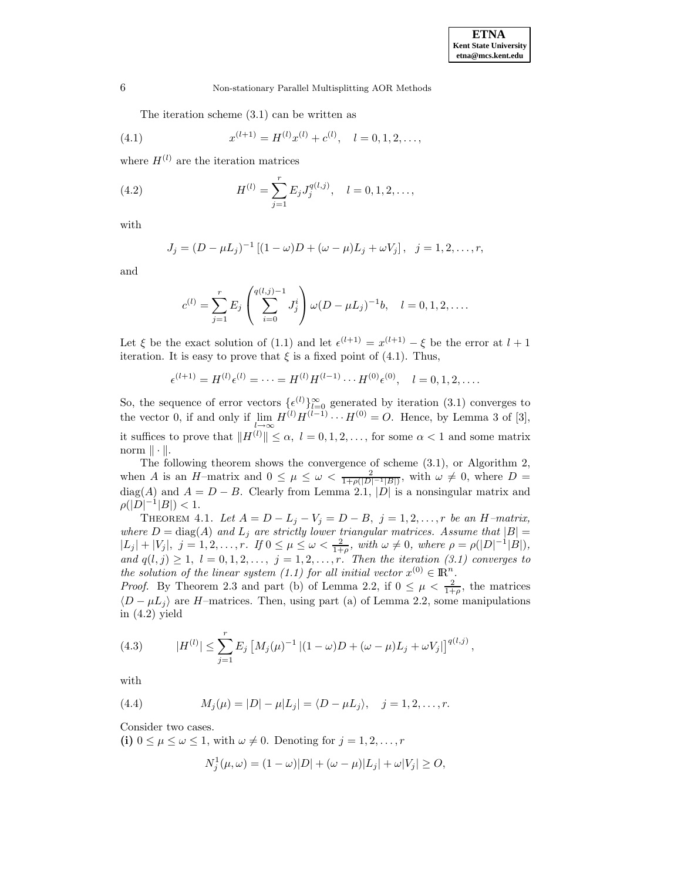The iteration scheme (3.1) can be written as

$$x^{(l+1)} = H^{(l)}x^{(l)} + c^{(l)}, \quad l = 0, 1, 2, \ldots, \tag{4.1}$$

where $H^{(l)}$ are the iteration matrices

$$H^{(l)} = \sum_{j=1}^{r} E_j J_j^{q(l,j)}, \quad l = 0, 1, 2, \ldots, \tag{4.2}$$

with

$$J_j = (D - \mu L_j)^{-1} \left[(1-\omega)D + (\omega - \mu)L_j + \omega V_j\right], \quad j = 1, 2, \ldots, r,$$

and

$$c^{(l)} = \sum_{j=1}^{r} E_j \left( \sum_{i=0}^{q(l,j)-1} J_j^i \right) \omega (D - \mu L_j)^{-1} b, \quad l = 0, 1, 2, \ldots.$$

Let $\xi$ be the exact solution of (1.1) and let $\epsilon^{(l+1)} = x^{(l+1)} - \xi$ be the error at $l+1$ iteration. It is easy to prove that $\xi$ is a fixed point of (4.1). Thus,

$$\epsilon^{(l+1)} = H^{(l)}\epsilon^{(l)} = \cdots = H^{(l)}H^{(l-1)} \cdots H^{(0)}\epsilon^{(0)}, \quad l = 0, 1, 2, \ldots.$$

So, the sequence of error vectors $\{\epsilon^{(l)}\}_{l=0}^{\infty}$ generated by iteration (3.1) converges to the vector 0, if and only if $\lim_{l \to \infty} H^{(l)}H^{(l-1)} \cdots H^{(0)} = O$. Hence, by Lemma 3 of [3], it suffices to prove that $\|H^{(l)}\| \leq \alpha$, $l = 0, 1, 2, \ldots$, for some $\alpha < 1$ and some matrix norm $\| \cdot \|$.

The following theorem shows the convergence of scheme (3.1), or Algorithm 2, when $A$ is an $H$–matrix and $0 \leq \mu \leq \omega < \frac{2}{1+\rho(|D|^{-1}|B|)}$, with $\omega \neq 0$, where $D = \text{diag}(A)$ and $A = D - B$. Clearly from Lemma 2.1, $|D|$ is a nonsingular matrix and $\rho(|D|^{-1}|B|) < 1$.

Theorem 4.1. *Let $A = D - L_j - V_j = D - B$, $j = 1, 2, \ldots, r$ be an $H$–matrix, where $D = \text{diag}(A)$ and $L_j$ are strictly lower triangular matrices. Assume that $|B| = |L_j| + |V_j|$, $j = 1, 2, \ldots, r$. If $0 \leq \mu \leq \omega < \frac{2}{1+\rho}$, with $\omega \neq 0$, where $\rho = \rho(|D|^{-1}|B|)$, and $q(l,j) \geq 1$, $l = 0, 1, 2, \ldots$, $j = 1, 2, \ldots, r$. Then the iteration (3.1) converges to the solution of the linear system (1.1) for all initial vector $x^{(0)} \in \mathbb{R}^n$.*

*Proof*. By Theorem 2.3 and part (b) of Lemma 2.2, if $0 \leq \mu < \frac{2}{1+\rho}$, the matrices $\langle D - \mu L_j \rangle$ are $H$–matrices. Then, using part (a) of Lemma 2.2, some manipulations in (4.2) yield

$$|H^{(l)}| \leq \sum_{j=1}^{r} E_j \left[ M_j(\mu)^{-1} \left| (1-\omega)D + (\omega - \mu)L_j + \omega V_j \right| \right]^{q(l,j)}, \tag{4.3}$$

with

$$M_j(\mu) = |D| - \mu |L_j| = \langle D - \mu L_j \rangle, \quad j = 1, 2, \ldots, r. \tag{4.4}$$

Consider two cases.

**(i)** $0 \leq \mu \leq \omega \leq 1$, with $\omega \neq 0$. Denoting for $j = 1, 2, \ldots, r$

$$N_j^1(\mu, \omega) = (1-\omega)|D| + (\omega - \mu)|L_j| + \omega |V_j| \geq O,$$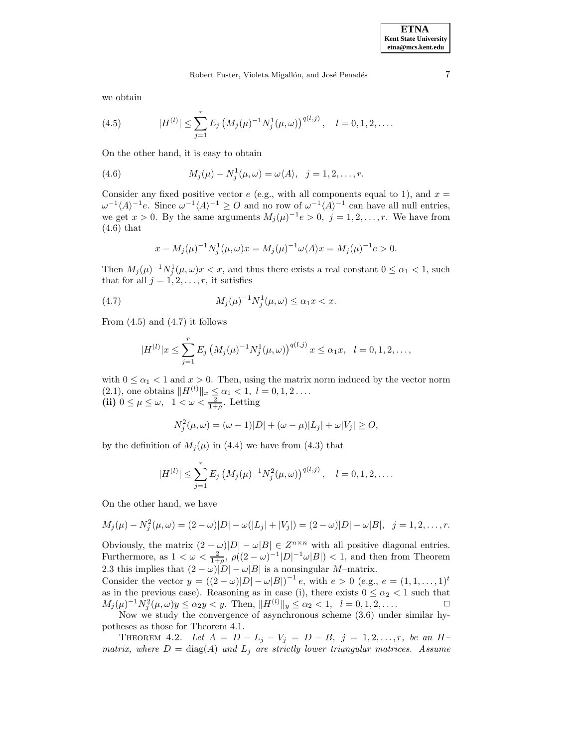we obtain

$$|H^{(l)}| \leq \sum_{j=1}^{r} E_j \left(M_j(\mu)^{-1} N_j^1(\mu,\omega)\right)^{q(l,j)}, \quad l = 0,1,2,\ldots. \tag{4.5}$$

On the other hand, it is easy to obtain

$$M_j(\mu) - N_j^1(\mu,\omega) = \omega\langle A\rangle, \quad j = 1,2,\ldots,r. \tag{4.6}$$

Consider any fixed positive vector $e$ (e.g., with all components equal to 1), and $x = \omega^{-1}\langle A\rangle^{-1}e$. Since $\omega^{-1}\langle A\rangle^{-1} \geq O$ and no row of $\omega^{-1}\langle A\rangle^{-1}$ can have all null entries, we get $x > 0$. By the same arguments $M_j(\mu)^{-1}e > 0$, $j = 1,2,\ldots,r$. We have from (4.6) that

$$x - M_j(\mu)^{-1}N_j^1(\mu,\omega)x = M_j(\mu)^{-1}\omega\langle A\rangle x = M_j(\mu)^{-1}e > 0.$$

Then $M_j(\mu)^{-1}N_j^1(\mu,\omega)x < x$, and thus there exists a real constant $0 \leq \alpha_1 < 1$, such that for all $j = 1,2,\ldots,r$, it satisfies

$$M_j(\mu)^{-1}N_j^1(\mu,\omega) \leq \alpha_1 x < x. \tag{4.7}$$

From (4.5) and (4.7) it follows

$$|H^{(l)}|x \leq \sum_{j=1}^{r} E_j \left(M_j(\mu)^{-1}N_j^1(\mu,\omega)\right)^{q(l,j)} x \leq \alpha_1 x, \quad l = 0,1,2,\ldots,$$

with $0 \leq \alpha_1 < 1$ and $x > 0$. Then, using the matrix norm induced by the vector norm (2.1), one obtains $\|H^{(l)}\|_x \leq \alpha_1 < 1$, $l = 0,1,2\ldots.$

**(ii)** $0 \leq \mu \leq \omega$, $1 < \omega < \frac{2}{1+\rho}$. Letting

$$N_j^2(\mu,\omega) = (\omega-1)|D| + (\omega-\mu)|L_j| + \omega|V_j| \geq O,$$

by the definition of $M_j(\mu)$ in (4.4) we have from (4.3) that

$$|H^{(l)}| \leq \sum_{j=1}^{r} E_j \left(M_j(\mu)^{-1}N_j^2(\mu,\omega)\right)^{q(l,j)}, \quad l = 0,1,2,\ldots.$$

On the other hand, we have

$$M_j(\mu) - N_j^2(\mu,\omega) = (2-\omega)|D| - \omega(|L_j| + |V_j|) = (2-\omega)|D| - \omega|B|, \quad j = 1,2,\ldots,r.$$

Obviously, the matrix $(2-\omega)|D| - \omega|B| \in Z^{n\times n}$ with all positive diagonal entries. Furthermore, as $1 < \omega < \frac{2}{1+\rho}$, $\rho((2-\omega)^{-1}|D|^{-1}\omega|B|) < 1$, and then from Theorem 2.3 this implies that $(2-\omega)|D| - \omega|B|$ is a nonsingular $M$–matrix.

Consider the vector $y = ((2-\omega)|D| - \omega|B|)^{-1}e$, with $e > 0$ (e.g., $e = (1,1,\ldots,1)^t$ as in the previous case). Reasoning as in case (i), there exists $0 \leq \alpha_2 < 1$ such that $M_j(\mu)^{-1}N_j^2(\mu,\omega)y \leq \alpha_2 y < y$. Then, $\|H^{(l)}\|_y \leq \alpha_2 < 1$, $l = 0,1,2,\ldots.$ ☐

Now we study the convergence of asynchronous scheme (3.6) under similar hypotheses as those for Theorem 4.1.

THEOREM 4.2. *Let $A = D - L_j - V_j = D - B$, $j = 1,2,\ldots,r$, be an $H$–matrix, where $D = \operatorname{diag}(A)$ and $L_j$ are strictly lower triangular matrices. Assume*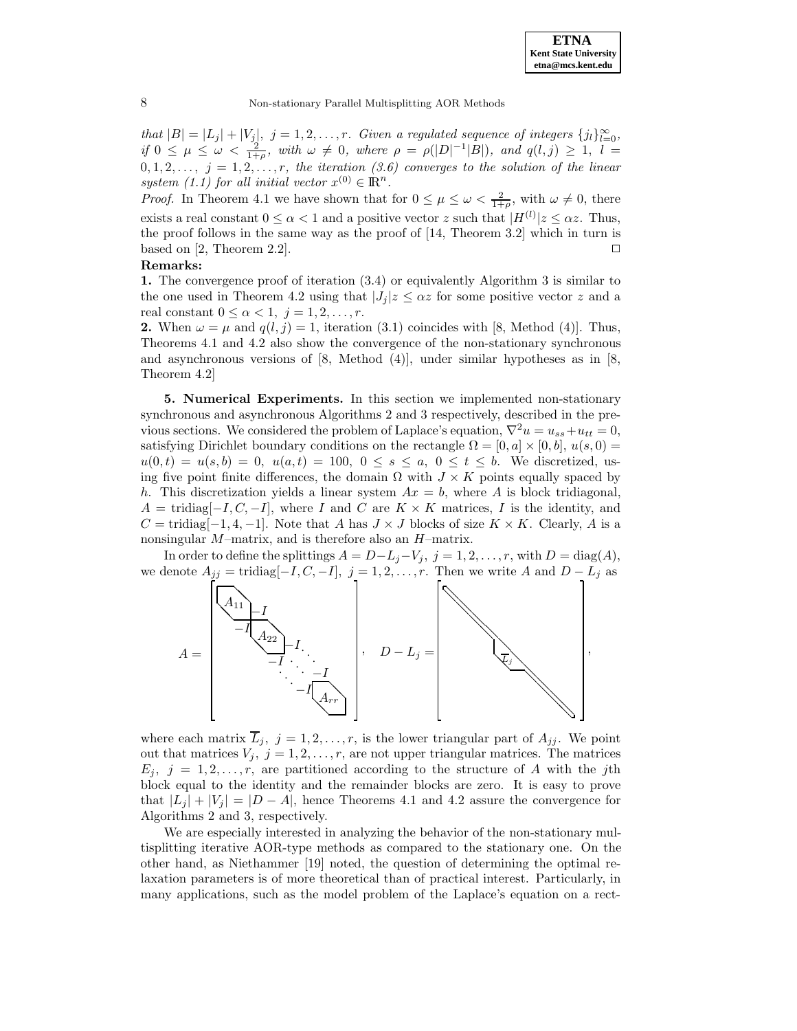*that* $|B| = |L_j| + |V_j|$, $j = 1, 2, \ldots, r$. *Given a regulated sequence of integers* $\{j_l\}_{l=0}^{\infty}$, *if* $0 \le \mu \le \omega < \frac{2}{1+\rho}$, *with* $\omega \ne 0$, *where* $\rho = \rho(|D|^{-1}|B|)$, *and* $q(l,j) \ge 1$, $l = 0, 1, 2, \ldots$, $j = 1, 2, \ldots, r$, *the iteration (3.6) converges to the solution of the linear system (1.1) for all initial vector* $x^{(0)} \in \mathbb{R}^n$.

*Proof.* In Theorem 4.1 we have shown that for $0 \le \mu \le \omega < \frac{2}{1+\rho}$, with $\omega \ne 0$, there exists a real constant $0 \le \alpha < 1$ and a positive vector $z$ such that $|H^{(l)}|z \le \alpha z$. Thus, the proof follows in the same way as the proof of [14, Theorem 3.2] which in turn is based on [2, Theorem 2.2]. □

**Remarks:**

**1.** The convergence proof of iteration (3.4) or equivalently Algorithm 3 is similar to the one used in Theorem 4.2 using that $|J_j|z \le \alpha z$ for some positive vector $z$ and a real constant $0 \le \alpha < 1$, $j = 1, 2, \ldots, r$.

**2.** When $\omega = \mu$ and $q(l,j) = 1$, iteration (3.1) coincides with [8, Method (4)]. Thus, Theorems 4.1 and 4.2 also show the convergence of the non-stationary synchronous and asynchronous versions of [8, Method (4)], under similar hypotheses as in [8, Theorem 4.2]

## 5. Numerical Experiments.

In this section we implemented non-stationary synchronous and asynchronous Algorithms 2 and 3 respectively, described in the previous sections. We considered the problem of Laplace's equation, $\nabla^2 u = u_{ss} + u_{tt} = 0$, satisfying Dirichlet boundary conditions on the rectangle $\Omega = [0, a] \times [0, b]$, $u(s, 0) = u(0, t) = u(s, b) = 0$, $u(a, t) = 100$, $0 \le s \le a$, $0 \le t \le b$. We discretized, using five point finite differences, the domain $\Omega$ with $J \times K$ points equally spaced by $h$. This discretization yields a linear system $Ax = b$, where $A$ is block tridiagonal, $A = \text{tridiag}[-I, C, -I]$, where $I$ and $C$ are $K \times K$ matrices, $I$ is the identity, and $C = \text{tridiag}[-1, 4, -1]$. Note that $A$ has $J \times J$ blocks of size $K \times K$. Clearly, $A$ is a nonsingular $M$–matrix, and is therefore also an $H$–matrix.

In order to define the splittings $A = D - L_j - V_j$, $j = 1, 2, \ldots, r$, with $D = \text{diag}(A)$, we denote $A_{jj} = \text{tridiag}[-I, C, -I]$, $j = 1, 2, \ldots, r$. Then we write $A$ and $D - L_j$ as

$$A = \begin{bmatrix} A_{11} & -I & & & \\ -I & A_{22} & -I & & \\ & -I & \ddots & \ddots & \\ & & \ddots & \ddots & -I \\ & & & -I & A_{rr} \end{bmatrix}, \quad D - L_j = \begin{bmatrix} \ddots & & & \\ & \ddots & & \\ & \overline{L}_j & \ddots & \\ & & & \ddots \end{bmatrix},$$

where each matrix $\overline{L}_j$, $j = 1, 2, \ldots, r$, is the lower triangular part of $A_{jj}$. We point out that matrices $V_j$, $j = 1, 2, \ldots, r$, are not upper triangular matrices. The matrices $E_j$, $j = 1, 2, \ldots, r$, are partitioned according to the structure of $A$ with the $j$th block equal to the identity and the remainder blocks are zero. It is easy to prove that $|L_j| + |V_j| = |D - A|$, hence Theorems 4.1 and 4.2 assure the convergence for Algorithms 2 and 3, respectively.

We are especially interested in analyzing the behavior of the non-stationary multisplitting iterative AOR-type methods as compared to the stationary one. On the other hand, as Niethammer [19] noted, the question of determining the optimal relaxation parameters is of more theoretical than of practical interest. Particularly, in many applications, such as the model problem of the Laplace's equation on a rect-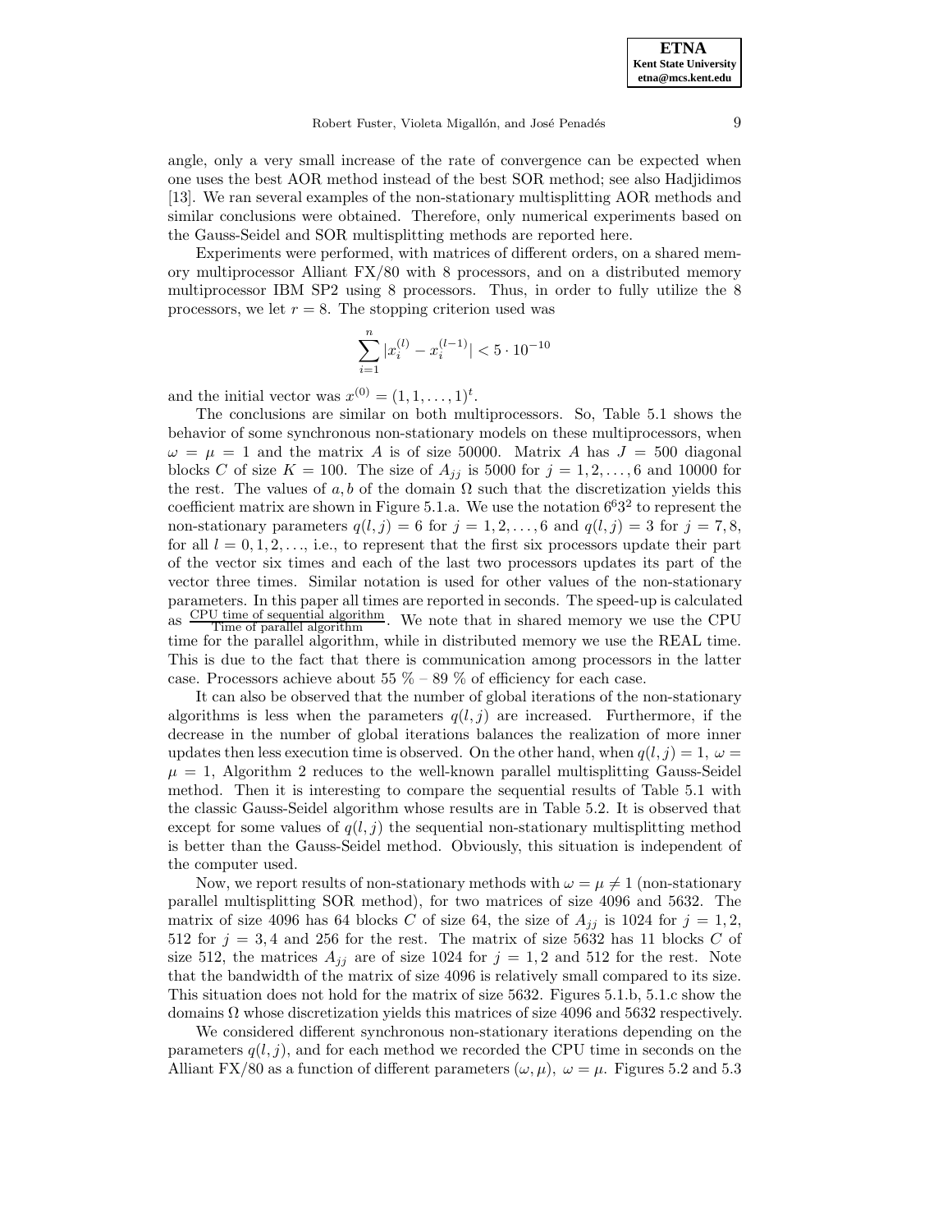angle, only a very small increase of the rate of convergence can be expected when one uses the best AOR method instead of the best SOR method; see also Hadjidimos [13]. We ran several examples of the non-stationary multisplitting AOR methods and similar conclusions were obtained. Therefore, only numerical experiments based on the Gauss-Seidel and SOR multisplitting methods are reported here.

Experiments were performed, with matrices of different orders, on a shared memory multiprocessor Alliant FX/80 with 8 processors, and on a distributed memory multiprocessor IBM SP2 using 8 processors. Thus, in order to fully utilize the 8 processors, we let $r = 8$. The stopping criterion used was

$$\sum_{i=1}^{n} |x_i^{(l)} - x_i^{(l-1)}| < 5 \cdot 10^{-10}$$

and the initial vector was $x^{(0)} = (1, 1, \ldots, 1)^t$.

The conclusions are similar on both multiprocessors. So, Table 5.1 shows the behavior of some synchronous non-stationary models on these multiprocessors, when $\omega = \mu = 1$ and the matrix $A$ is of size 50000. Matrix $A$ has $J = 500$ diagonal blocks $C$ of size $K = 100$. The size of $A_{jj}$ is 5000 for $j = 1, 2, \ldots, 6$ and 10000 for the rest. The values of $a, b$ of the domain $\Omega$ such that the discretization yields this coefficient matrix are shown in Figure 5.1.a. We use the notation $6^6 3^2$ to represent the non-stationary parameters $q(l, j) = 6$ for $j = 1, 2, \ldots, 6$ and $q(l, j) = 3$ for $j = 7, 8$, for all $l = 0, 1, 2, \ldots$, i.e., to represent that the first six processors update their part of the vector six times and each of the last two processors updates its part of the vector three times. Similar notation is used for other values of the non-stationary parameters. In this paper all times are reported in seconds. The speed-up is calculated as $\frac{\text{CPU time of sequential algorithm}}{\text{Time of parallel algorithm}}$. We note that in shared memory we use the CPU time for the parallel algorithm, while in distributed memory we use the REAL time. This is due to the fact that there is communication among processors in the latter case. Processors achieve about 55 % – 89 % of efficiency for each case.

It can also be observed that the number of global iterations of the non-stationary algorithms is less when the parameters $q(l, j)$ are increased. Furthermore, if the decrease in the number of global iterations balances the realization of more inner updates then less execution time is observed. On the other hand, when $q(l, j) = 1$, $\omega = \mu = 1$, Algorithm 2 reduces to the well-known parallel multisplitting Gauss-Seidel method. Then it is interesting to compare the sequential results of Table 5.1 with the classic Gauss-Seidel algorithm whose results are in Table 5.2. It is observed that except for some values of $q(l, j)$ the sequential non-stationary multisplitting method is better than the Gauss-Seidel method. Obviously, this situation is independent of the computer used.

Now, we report results of non-stationary methods with $\omega = \mu \neq 1$ (non-stationary parallel multisplitting SOR method), for two matrices of size 4096 and 5632. The matrix of size 4096 has 64 blocks $C$ of size 64, the size of $A_{jj}$ is 1024 for $j = 1, 2$, 512 for $j = 3, 4$ and 256 for the rest. The matrix of size 5632 has 11 blocks $C$ of size 512, the matrices $A_{jj}$ are of size 1024 for $j = 1, 2$ and 512 for the rest. Note that the bandwidth of the matrix of size 4096 is relatively small compared to its size. This situation does not hold for the matrix of size 5632. Figures 5.1.b, 5.1.c show the domains $\Omega$ whose discretization yields this matrices of size 4096 and 5632 respectively.

We considered different synchronous non-stationary iterations depending on the parameters $q(l, j)$, and for each method we recorded the CPU time in seconds on the Alliant FX/80 as a function of different parameters $(\omega, \mu)$, $\omega = \mu$. Figures 5.2 and 5.3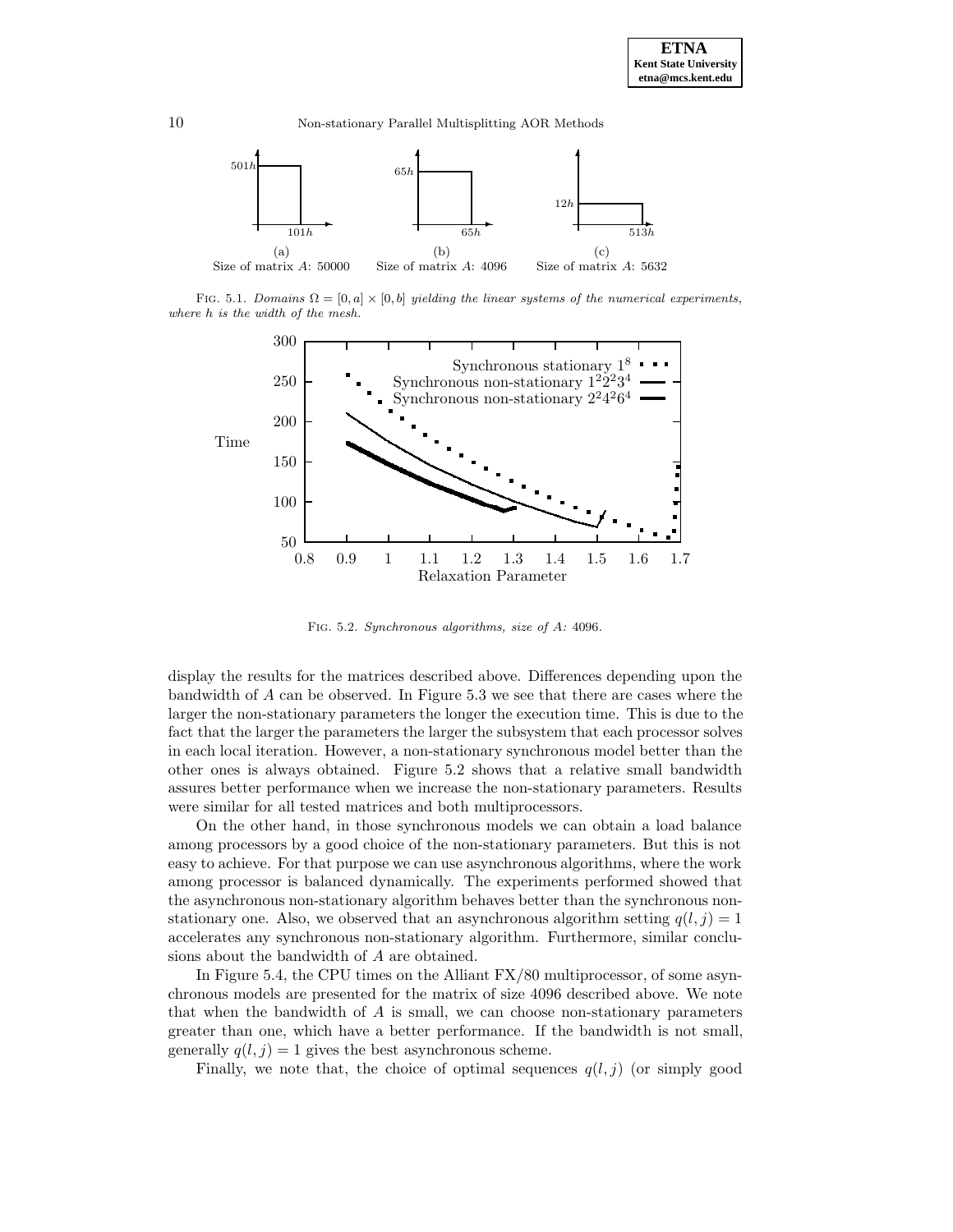FIG. 5.1. *Domains $\Omega = [0, a] \times [0, b]$ yielding the linear systems of the numerical experiments, where $h$ is the width of the mesh.*

FIG. 5.2. *Synchronous algorithms, size of A:* 4096.

display the results for the matrices described above. Differences depending upon the bandwidth of $A$ can be observed. In Figure 5.3 we see that there are cases where the larger the non-stationary parameters the longer the execution time. This is due to the fact that the larger the parameters the larger the subsystem that each processor solves in each local iteration. However, a non-stationary synchronous model better than the other ones is always obtained. Figure 5.2 shows that a relative small bandwidth assures better performance when we increase the non-stationary parameters. Results were similar for all tested matrices and both multiprocessors.

On the other hand, in those synchronous models we can obtain a load balance among processors by a good choice of the non-stationary parameters. But this is not easy to achieve. For that purpose we can use asynchronous algorithms, where the work among processor is balanced dynamically. The experiments performed showed that the asynchronous non-stationary algorithm behaves better than the synchronous non-stationary one. Also, we observed that an asynchronous algorithm setting $q(l, j) = 1$ accelerates any synchronous non-stationary algorithm. Furthermore, similar conclusions about the bandwidth of $A$ are obtained.

In Figure 5.4, the CPU times on the Alliant FX/80 multiprocessor, of some asynchronous models are presented for the matrix of size 4096 described above. We note that when the bandwidth of $A$ is small, we can choose non-stationary parameters greater than one, which have a better performance. If the bandwidth is not small, generally $q(l, j) = 1$ gives the best asynchronous scheme.

Finally, we note that, the choice of optimal sequences $q(l, j)$ (or simply good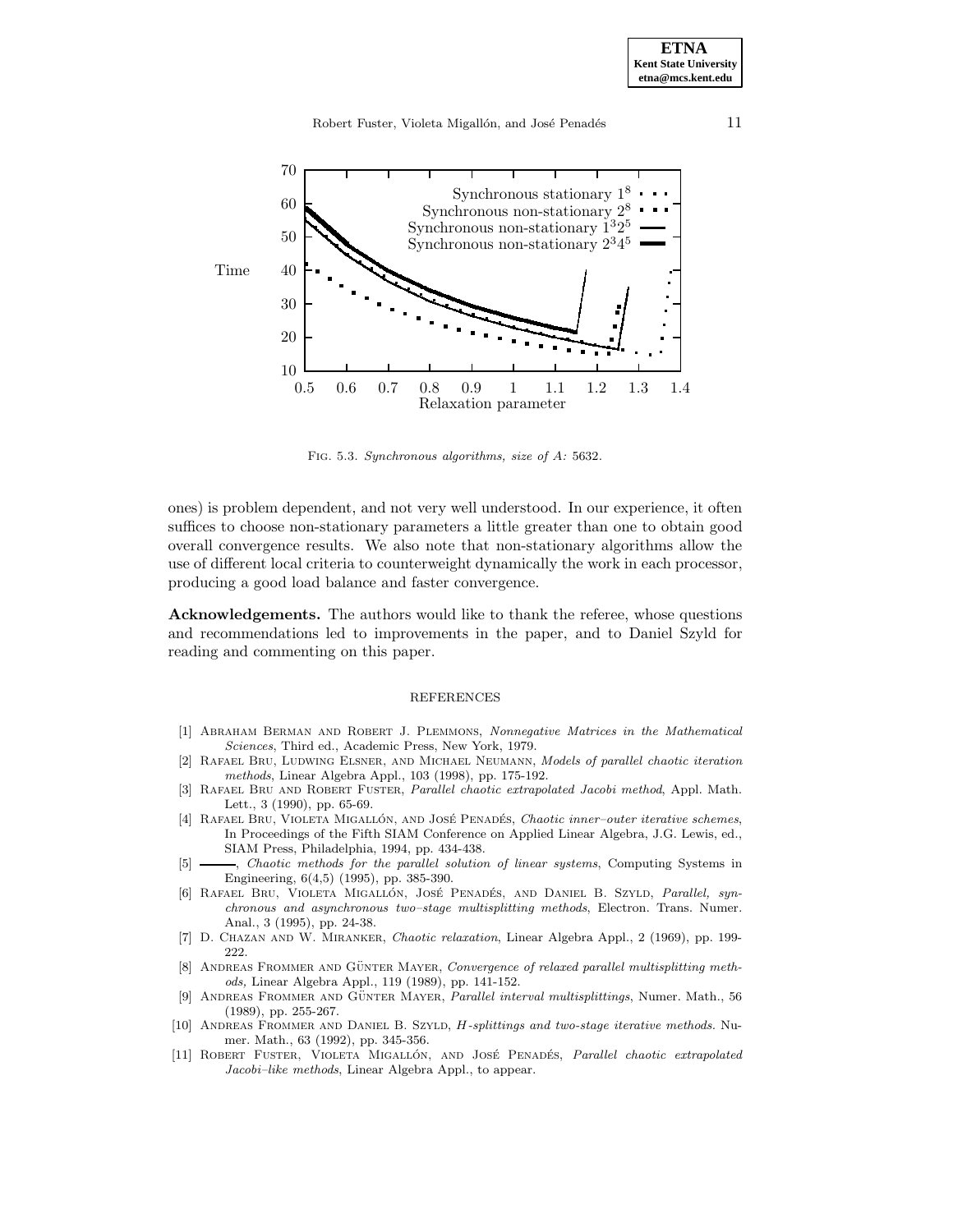Fig. 5.3. *Synchronous algorithms, size of A:* 5632.

ones) is problem dependent, and not very well understood. In our experience, it often suffices to choose non-stationary parameters a little greater than one to obtain good overall convergence results. We also note that non-stationary algorithms allow the use of different local criteria to counterweight dynamically the work in each processor, producing a good load balance and faster convergence.

**Acknowledgements.** The authors would like to thank the referee, whose questions and recommendations led to improvements in the paper, and to Daniel Szyld for reading and commenting on this paper.

## REFERENCES

[1] Abraham Berman and Robert J. Plemmons, *Nonnegative Matrices in the Mathematical Sciences*, Third ed., Academic Press, New York, 1979.

[2] Rafael Bru, Ludwing Elsner, and Michael Neumann, *Models of parallel chaotic iteration methods*, Linear Algebra Appl., 103 (1998), pp. 175-192.

[3] Rafael Bru and Robert Fuster, *Parallel chaotic extrapolated Jacobi method*, Appl. Math. Lett., 3 (1990), pp. 65-69.

[4] Rafael Bru, Violeta Migallón, and José Penadés, *Chaotic inner–outer iterative schemes*, In Proceedings of the Fifth SIAM Conference on Applied Linear Algebra, J.G. Lewis, ed., SIAM Press, Philadelphia, 1994, pp. 434-438.

[5] ———, *Chaotic methods for the parallel solution of linear systems*, Computing Systems in Engineering, 6(4,5) (1995), pp. 385-390.

[6] Rafael Bru, Violeta Migallón, José Penadés, and Daniel B. Szyld, *Parallel, synchronous and asynchronous two–stage multisplitting methods*, Electron. Trans. Numer. Anal., 3 (1995), pp. 24-38.

[7] D. Chazan and W. Miranker, *Chaotic relaxation*, Linear Algebra Appl., 2 (1969), pp. 199-222.

[8] Andreas Frommer and Günter Mayer, *Convergence of relaxed parallel multisplitting methods,* Linear Algebra Appl., 119 (1989), pp. 141-152.

[9] Andreas Frommer and Günter Mayer, *Parallel interval multisplittings*, Numer. Math., 56 (1989), pp. 255-267.

[10] Andreas Frommer and Daniel B. Szyld, *H-splittings and two-stage iterative methods.* Numer. Math., 63 (1992), pp. 345-356.

[11] Robert Fuster, Violeta Migallón, and José Penadés, *Parallel chaotic extrapolated Jacobi–like methods*, Linear Algebra Appl., to appear.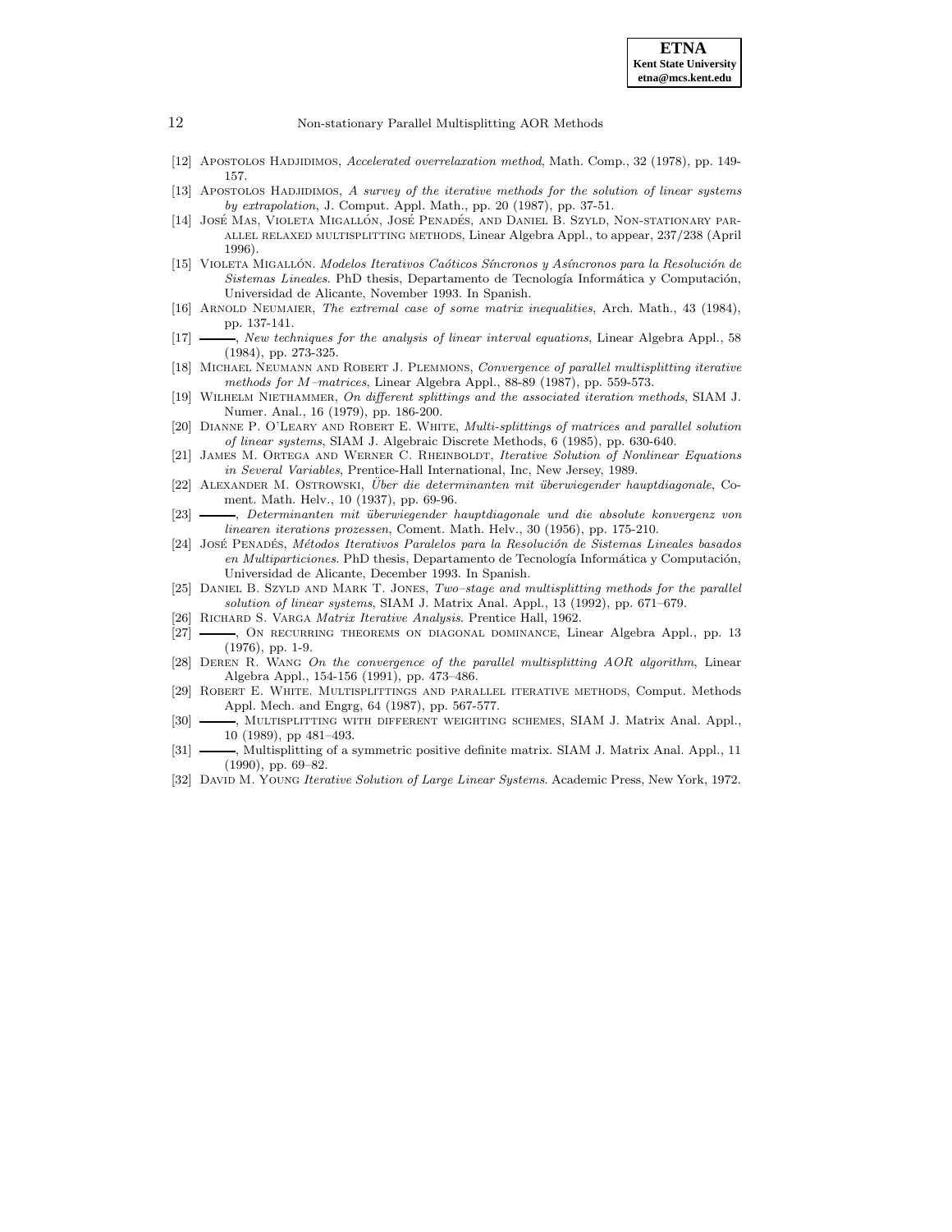[12] Apostolos Hadjidimos, *Accelerated overrelaxation method*, Math. Comp., 32 (1978), pp. 149-157.

[13] Apostolos Hadjidimos, *A survey of the iterative methods for the solution of linear systems by extrapolation*, J. Comput. Appl. Math., pp. 20 (1987), pp. 37-51.

[14] José Mas, Violeta Migallón, José Penadés, and Daniel B. Szyld, Non-stationary parallel relaxed multisplitting methods, Linear Algebra Appl., to appear, 237/238 (April 1996).

[15] Violeta Migallón. *Modelos Iterativos Caóticos Síncronos y Asíncronos para la Resolución de Sistemas Lineales*. PhD thesis, Departamento de Tecnología Informática y Computación, Universidad de Alicante, November 1993. In Spanish.

[16] Arnold Neumaier, *The extremal case of some matrix inequalities*, Arch. Math., 43 (1984), pp. 137-141.

[17] ———, *New techniques for the analysis of linear interval equations*, Linear Algebra Appl., 58 (1984), pp. 273-325.

[18] Michael Neumann and Robert J. Plemmons, *Convergence of parallel multisplitting iterative methods for M–matrices*, Linear Algebra Appl., 88-89 (1987), pp. 559-573.

[19] Wilhelm Niethammer, *On different splittings and the associated iteration methods*, SIAM J. Numer. Anal., 16 (1979), pp. 186-200.

[20] Dianne P. O'Leary and Robert E. White, *Multi-splittings of matrices and parallel solution of linear systems*, SIAM J. Algebraic Discrete Methods, 6 (1985), pp. 630-640.

[21] James M. Ortega and Werner C. Rheinboldt, *Iterative Solution of Nonlinear Equations in Several Variables*, Prentice-Hall International, Inc, New Jersey, 1989.

[22] Alexander M. Ostrowski, *Über die determinanten mit überwiegender hauptdiagonale*, Comment. Math. Helv., 10 (1937), pp. 69-96.

[23] ———, *Determinanten mit überwiegender hauptdiagonale und die absolute konvergenz von linearen iterations prozessen*, Coment. Math. Helv., 30 (1956), pp. 175-210.

[24] José Penadés, *Métodos Iterativos Paralelos para la Resolución de Sistemas Lineales basados en Multiparticiones*. PhD thesis, Departamento de Tecnología Informática y Computación, Universidad de Alicante, December 1993. In Spanish.

[25] Daniel B. Szyld and Mark T. Jones, *Two–stage and multisplitting methods for the parallel solution of linear systems*, SIAM J. Matrix Anal. Appl., 13 (1992), pp. 671–679.

[26] Richard S. Varga *Matrix Iterative Analysis*. Prentice Hall, 1962.

[27] ———, On recurring theorems on diagonal dominance, Linear Algebra Appl., pp. 13 (1976), pp. 1-9.

[28] Deren R. Wang *On the convergence of the parallel multisplitting AOR algorithm*, Linear Algebra Appl., 154-156 (1991), pp. 473–486.

[29] Robert E. White. Multisplittings and parallel iterative methods, Comput. Methods Appl. Mech. and Engrg, 64 (1987), pp. 567-577.

[30] ———, Multisplitting with different weighting schemes, SIAM J. Matrix Anal. Appl., 10 (1989), pp 481–493.

[31] ———, Multisplitting of a symmetric positive definite matrix. SIAM J. Matrix Anal. Appl., 11 (1990), pp. 69–82.

[32] David M. Young *Iterative Solution of Large Linear Systems*. Academic Press, New York, 1972.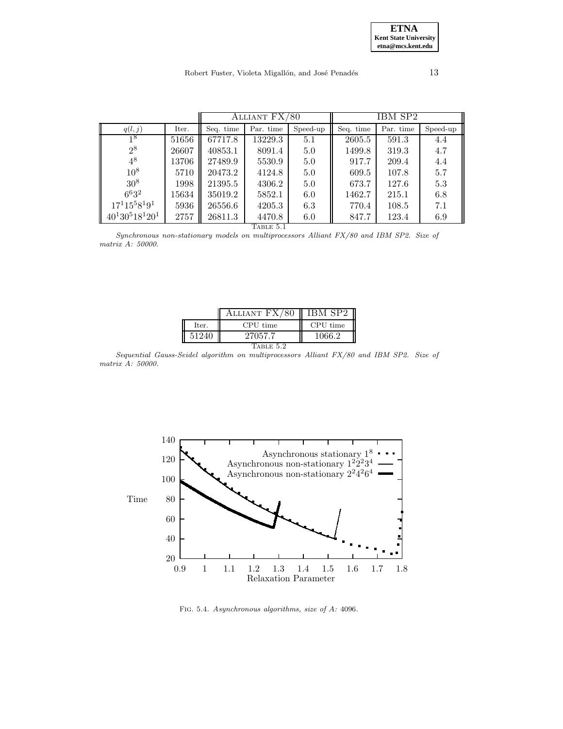| | | Alliant FX/80 | | | IBM SP2 | | |
|---|---|---|---|---|---|---|---|
| $q(l,j)$ | Iter. | Seq. time | Par. time | Speed-up | Seq. time | Par. time | Speed-up |
| $1^8$ | 51656 | 67717.8 | 13229.3 | 5.1 | 2605.5 | 591.3 | 4.4 |
| $2^8$ | 26607 | 40853.1 | 8091.4 | 5.0 | 1499.8 | 319.3 | 4.7 |
| $4^8$ | 13706 | 27489.9 | 5530.9 | 5.0 | 917.7 | 209.4 | 4.4 |
| $10^8$ | 5710 | 20473.2 | 4124.8 | 5.0 | 609.5 | 107.8 | 5.7 |
| $30^8$ | 1998 | 21395.5 | 4306.2 | 5.0 | 673.7 | 127.6 | 5.3 |
| $6^6 3^2$ | 15634 | 35019.2 | 5852.1 | 6.0 | 1462.7 | 215.1 | 6.8 |
| $17^1 15^5 8^1 9^1$ | 5936 | 26556.6 | 4205.3 | 6.3 | 770.4 | 108.5 | 7.1 |
| $40^1 30^5 18^1 20^1$ | 2757 | 26811.3 | 4470.8 | 6.0 | 847.7 | 123.4 | 6.9 |

Table 5.1

*Synchronous non-stationary models on multiprocessors Alliant FX/80 and IBM SP2. Size of matrix A: 50000.*

| | Alliant FX/80 | IBM SP2 |
|---|---|---|
| Iter. | CPU time | CPU time |
| 51240 | 27057.7 | 1066.2 |

Table 5.2

*Sequential Gauss-Seidel algorithm on multiprocessors Alliant FX/80 and IBM SP2. Size of matrix A: 50000.*

Time

Relaxation Parameter

Asynchronous stationary $1^8$

Asynchronous non-stationary $1^2 2^2 3^4$

Asynchronous non-stationary $2^2 4^2 6^4$

20 40 60 80 100 120 140

0.9 1 1.1 1.2 1.3 1.4 1.5 1.6 1.7 1.8

Fig. 5.4. *Asynchronous algorithms, size of A:* 4096.